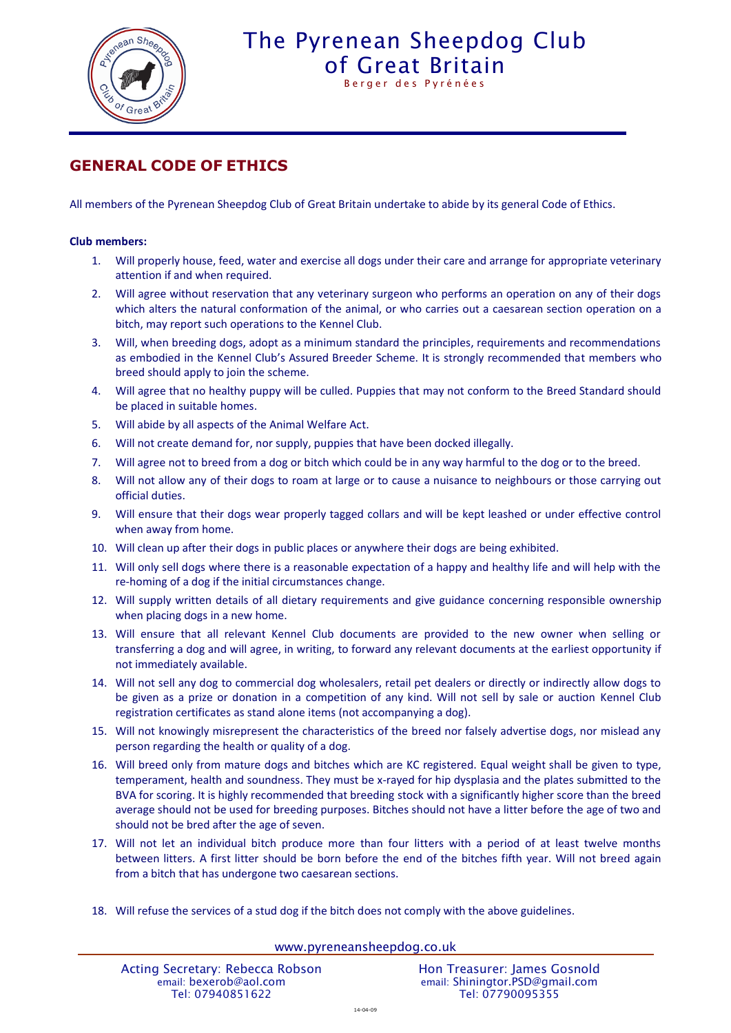# The Pyrenean Sheepdog Club of Great Britain

Berger des Pyrénées

## GENERAL CODE OF ETHICS

All members of the Pyrenean Sheepdog Club of Great Britain undertake to abide by its general Code of Ethics.

**Club members:**

1. Will properly house, feed, water and exercise all dogs under their care and arrange for appropriate veterinary attention if and when required.
2. Will agree without reservation that any veterinary surgeon who performs an operation on any of their dogs which alters the natural conformation of the animal, or who carries out a caesarean section operation on a bitch, may report such operations to the Kennel Club.
3. Will, when breeding dogs, adopt as a minimum standard the principles, requirements and recommendations as embodied in the Kennel Club's Assured Breeder Scheme. It is strongly recommended that members who breed should apply to join the scheme.
4. Will agree that no healthy puppy will be culled. Puppies that may not conform to the Breed Standard should be placed in suitable homes.
5. Will abide by all aspects of the Animal Welfare Act.
6. Will not create demand for, nor supply, puppies that have been docked illegally.
7. Will agree not to breed from a dog or bitch which could be in any way harmful to the dog or to the breed.
8. Will not allow any of their dogs to roam at large or to cause a nuisance to neighbours or those carrying out official duties.
9. Will ensure that their dogs wear properly tagged collars and will be kept leashed or under effective control when away from home.
10. Will clean up after their dogs in public places or anywhere their dogs are being exhibited.
11. Will only sell dogs where there is a reasonable expectation of a happy and healthy life and will help with the re-homing of a dog if the initial circumstances change.
12. Will supply written details of all dietary requirements and give guidance concerning responsible ownership when placing dogs in a new home.
13. Will ensure that all relevant Kennel Club documents are provided to the new owner when selling or transferring a dog and will agree, in writing, to forward any relevant documents at the earliest opportunity if not immediately available.
14. Will not sell any dog to commercial dog wholesalers, retail pet dealers or directly or indirectly allow dogs to be given as a prize or donation in a competition of any kind. Will not sell by sale or auction Kennel Club registration certificates as stand alone items (not accompanying a dog).
15. Will not knowingly misrepresent the characteristics of the breed nor falsely advertise dogs, nor mislead any person regarding the health or quality of a dog.
16. Will breed only from mature dogs and bitches which are KC registered. Equal weight shall be given to type, temperament, health and soundness. They must be x-rayed for hip dysplasia and the plates submitted to the BVA for scoring. It is highly recommended that breeding stock with a significantly higher score than the breed average should not be used for breeding purposes. Bitches should not have a litter before the age of two and should not be bred after the age of seven.
17. Will not let an individual bitch produce more than four litters with a period of at least twelve months between litters. A first litter should be born before the end of the bitches fifth year. Will not breed again from a bitch that has undergone two caesarean sections.
18. Will refuse the services of a stud dog if the bitch does not comply with the above guidelines.

www.pyreneansheepdog.co.uk

Acting Secretary: Rebecca Robson
email: bexerob@aol.com
Tel: 07940851622

Hon Treasurer: James Gosnold
email: Shiningtor.PSD@gmail.com
Tel: 07790095355

14-04-09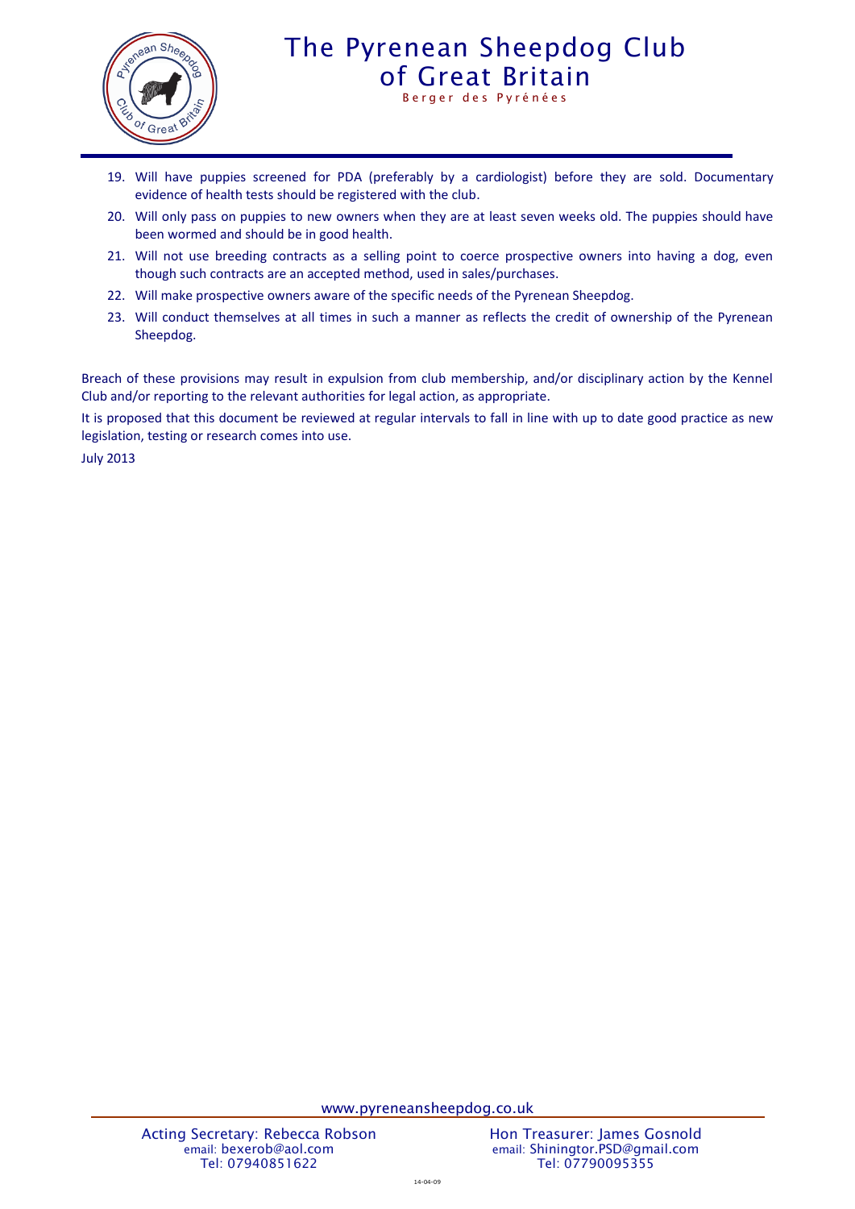19. Will have puppies screened for PDA (preferably by a cardiologist) before they are sold. Documentary evidence of health tests should be registered with the club.
20. Will only pass on puppies to new owners when they are at least seven weeks old. The puppies should have been wormed and should be in good health.
21. Will not use breeding contracts as a selling point to coerce prospective owners into having a dog, even though such contracts are an accepted method, used in sales/purchases.
22. Will make prospective owners aware of the specific needs of the Pyrenean Sheepdog.
23. Will conduct themselves at all times in such a manner as reflects the credit of ownership of the Pyrenean Sheepdog.

Breach of these provisions may result in expulsion from club membership, and/or disciplinary action by the Kennel Club and/or reporting to the relevant authorities for legal action, as appropriate.

It is proposed that this document be reviewed at regular intervals to fall in line with up to date good practice as new legislation, testing or research comes into use.

July 2013